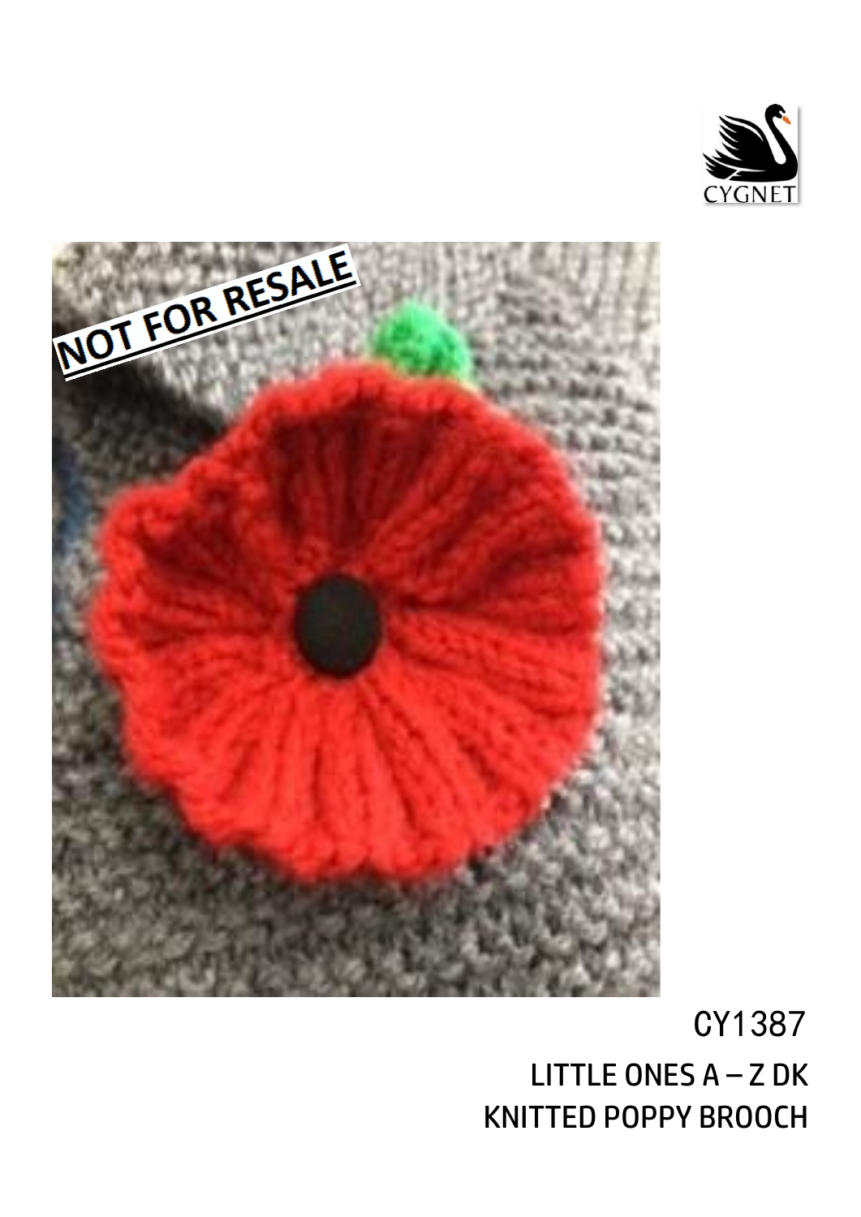CY1387

LITTLE ONES A – Z DK

KNITTED POPPY BROOCH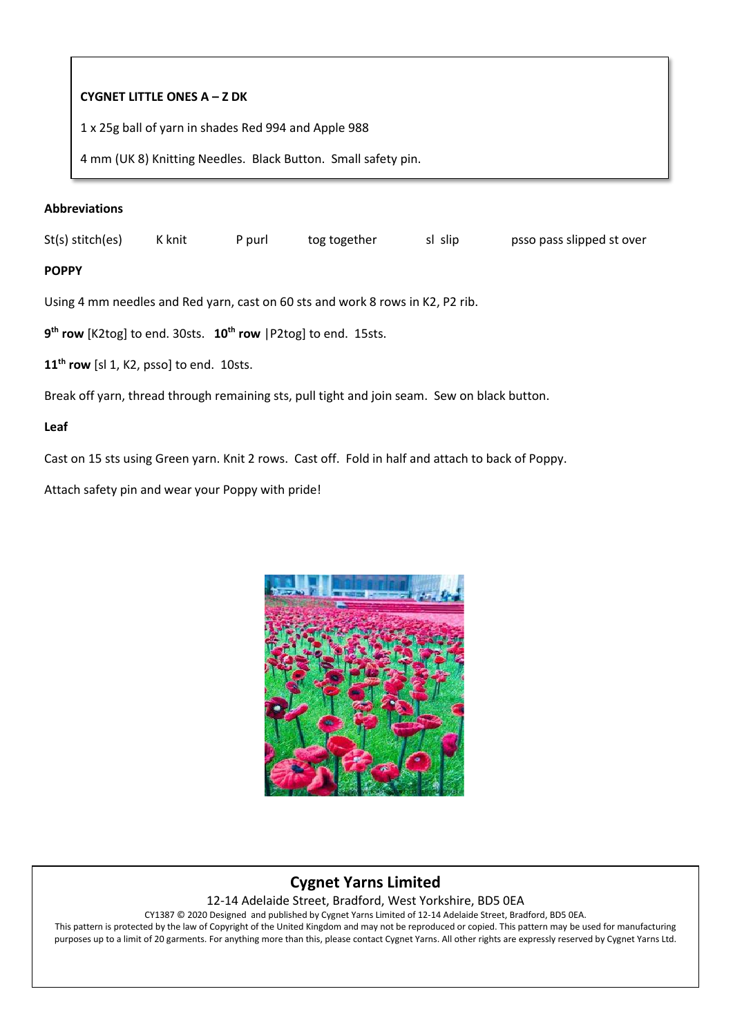**CYGNET LITTLE ONES A – Z DK**

1 x 25g ball of yarn in shades Red 994 and Apple 988

4 mm (UK 8) Knitting Needles. Black Button. Small safety pin.

**Abbreviations**

St(s) stitch(es)   K knit   P purl   tog together   sl slip   psso pass slipped st over

**POPPY**

Using 4 mm needles and Red yarn, cast on 60 sts and work 8 rows in K2, P2 rib.

**9th row** [K2tog] to end. 30sts. **10th row** |P2tog] to end. 15sts.

**11th row** [sl 1, K2, psso] to end. 10sts.

Break off yarn, thread through remaining sts, pull tight and join seam. Sew on black button.

**Leaf**

Cast on 15 sts using Green yarn. Knit 2 rows. Cast off. Fold in half and attach to back of Poppy.

Attach safety pin and wear your Poppy with pride!

## Cygnet Yarns Limited

12-14 Adelaide Street, Bradford, West Yorkshire, BD5 0EA

CY1387 © 2020 Designed and published by Cygnet Yarns Limited of 12-14 Adelaide Street, Bradford, BD5 0EA.
This pattern is protected by the law of Copyright of the United Kingdom and may not be reproduced or copied. This pattern may be used for manufacturing purposes up to a limit of 20 garments. For anything more than this, please contact Cygnet Yarns. All other rights are expressly reserved by Cygnet Yarns Ltd.